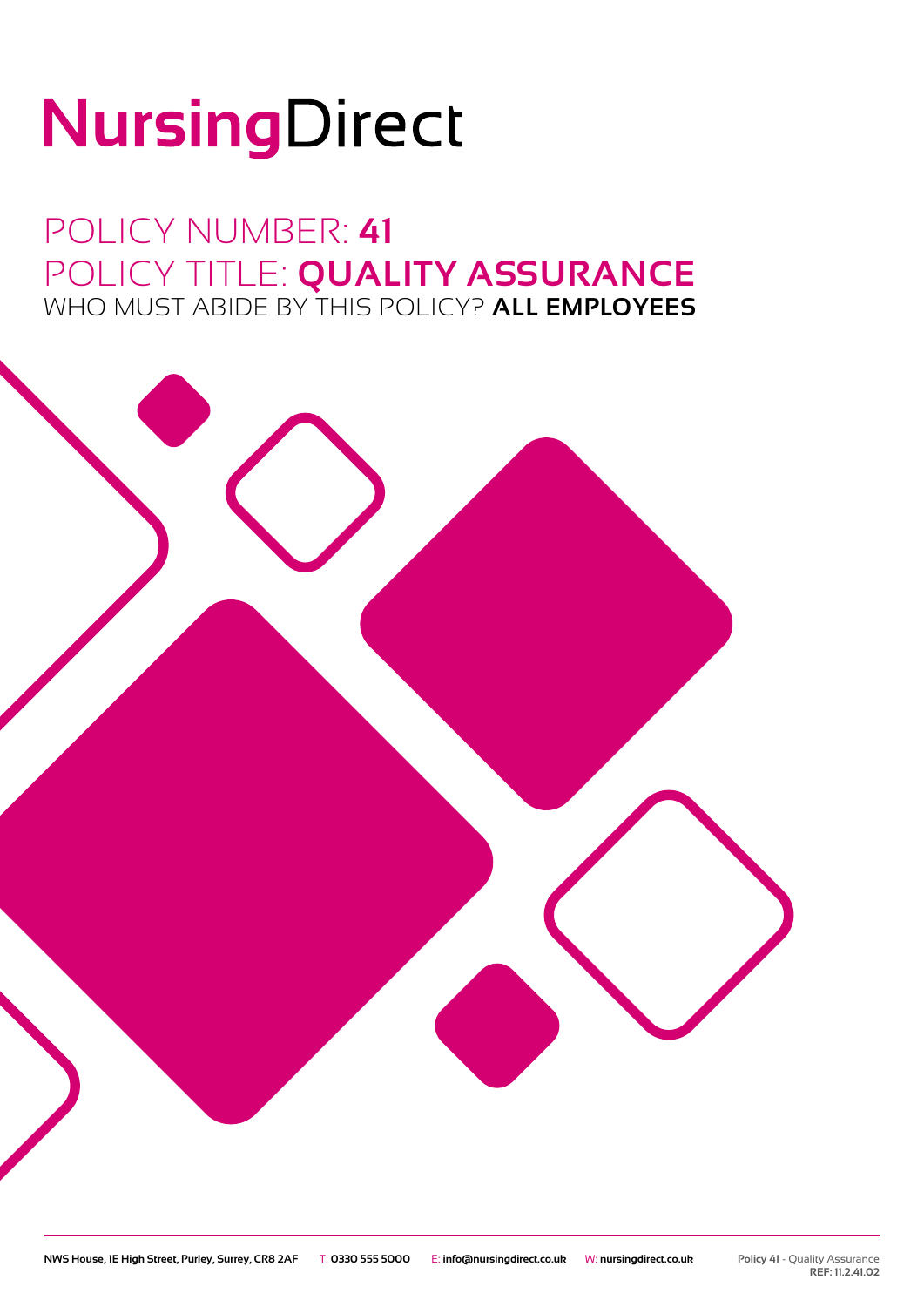# NursingDirect

## POLICY NUMBER: **41**
## POLICY TITLE: **QUALITY ASSURANCE**
### WHO MUST ABIDE BY THIS POLICY? **ALL EMPLOYEES**

**NWS House, 1E High Street, Purley, Surrey, CR8 2AF** T: **0330 555 5000** E: **info@nursingdirect.co.uk** W: **nursingdirect.co.uk**

**Policy 41** - Quality Assurance
**REF: 11.2.41.02**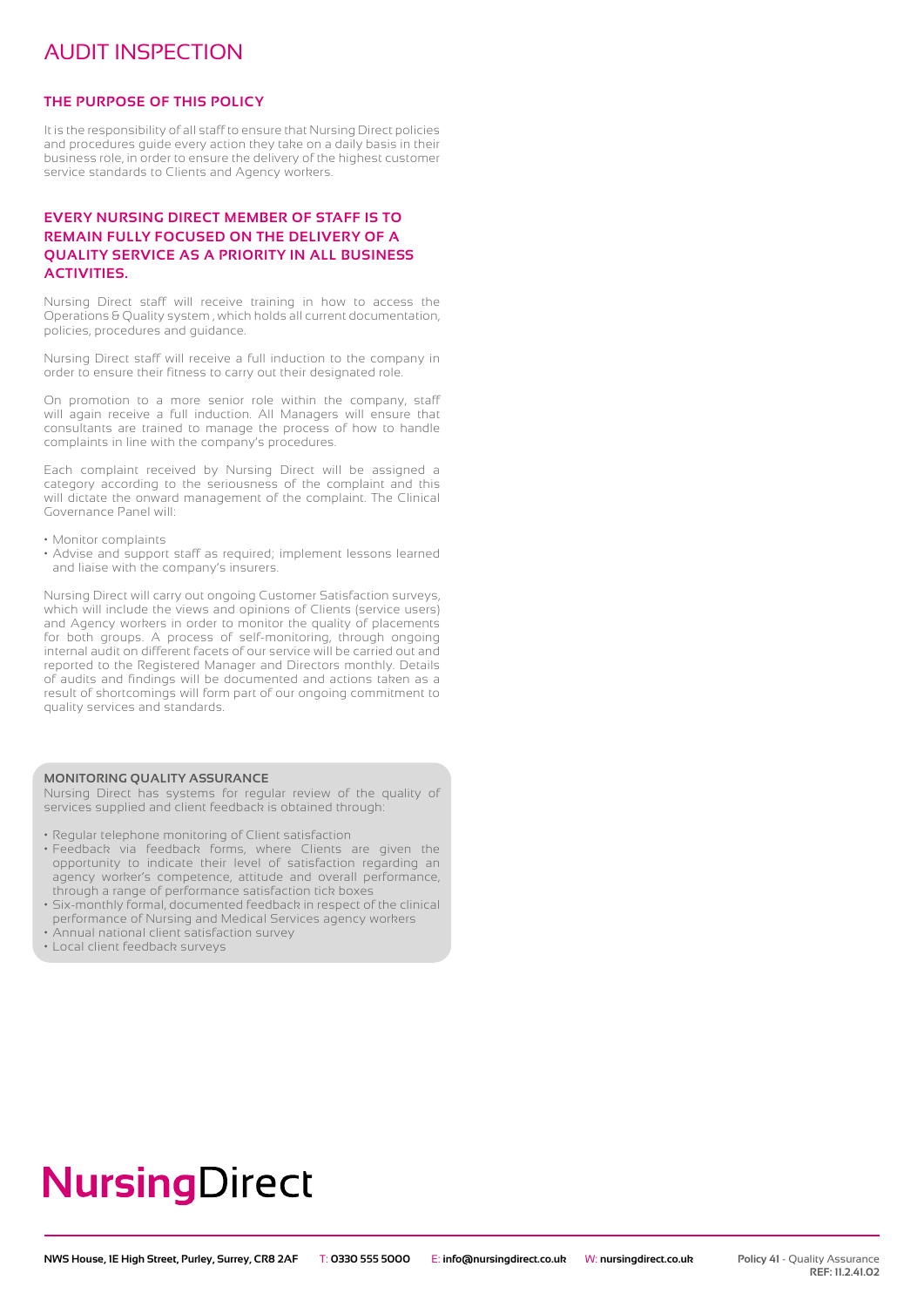# AUDIT INSPECTION

## THE PURPOSE OF THIS POLICY

It is the responsibility of all staff to ensure that Nursing Direct policies and procedures guide every action they take on a daily basis in their business role, in order to ensure the delivery of the highest customer service standards to Clients and Agency workers.

## EVERY NURSING DIRECT MEMBER OF STAFF IS TO REMAIN FULLY FOCUSED ON THE DELIVERY OF A QUALITY SERVICE AS A PRIORITY IN ALL BUSINESS ACTIVITIES.

Nursing Direct staff will receive training in how to access the Operations & Quality system , which holds all current documentation, policies, procedures and guidance.

Nursing Direct staff will receive a full induction to the company in order to ensure their fitness to carry out their designated role.

On promotion to a more senior role within the company, staff will again receive a full induction. All Managers will ensure that consultants are trained to manage the process of how to handle complaints in line with the company's procedures.

Each complaint received by Nursing Direct will be assigned a category according to the seriousness of the complaint and this will dictate the onward management of the complaint. The Clinical Governance Panel will:

- Monitor complaints
- Advise and support staff as required; implement lessons learned and liaise with the company's insurers.

Nursing Direct will carry out ongoing Customer Satisfaction surveys, which will include the views and opinions of Clients (service users) and Agency workers in order to monitor the quality of placements for both groups. A process of self-monitoring, through ongoing internal audit on different facets of our service will be carried out and reported to the Registered Manager and Directors monthly. Details of audits and findings will be documented and actions taken as a result of shortcomings will form part of our ongoing commitment to quality services and standards.

### MONITORING QUALITY ASSURANCE

Nursing Direct has systems for regular review of the quality of services supplied and client feedback is obtained through:

- Regular telephone monitoring of Client satisfaction
- Feedback via feedback forms, where Clients are given the opportunity to indicate their level of satisfaction regarding an agency worker's competence, attitude and overall performance, through a range of performance satisfaction tick boxes
- Six-monthly formal, documented feedback in respect of the clinical performance of Nursing and Medical Services agency workers
- Annual national client satisfaction survey
- Local client feedback surveys

**NursingDirect**

NWS House, 1E High Street, Purley, Surrey, CR8 2AF T: 0330 555 5000 E: info@nursingdirect.co.uk W: nursingdirect.co.uk

Policy 41 - Quality Assurance
REF: 11.2.41.02